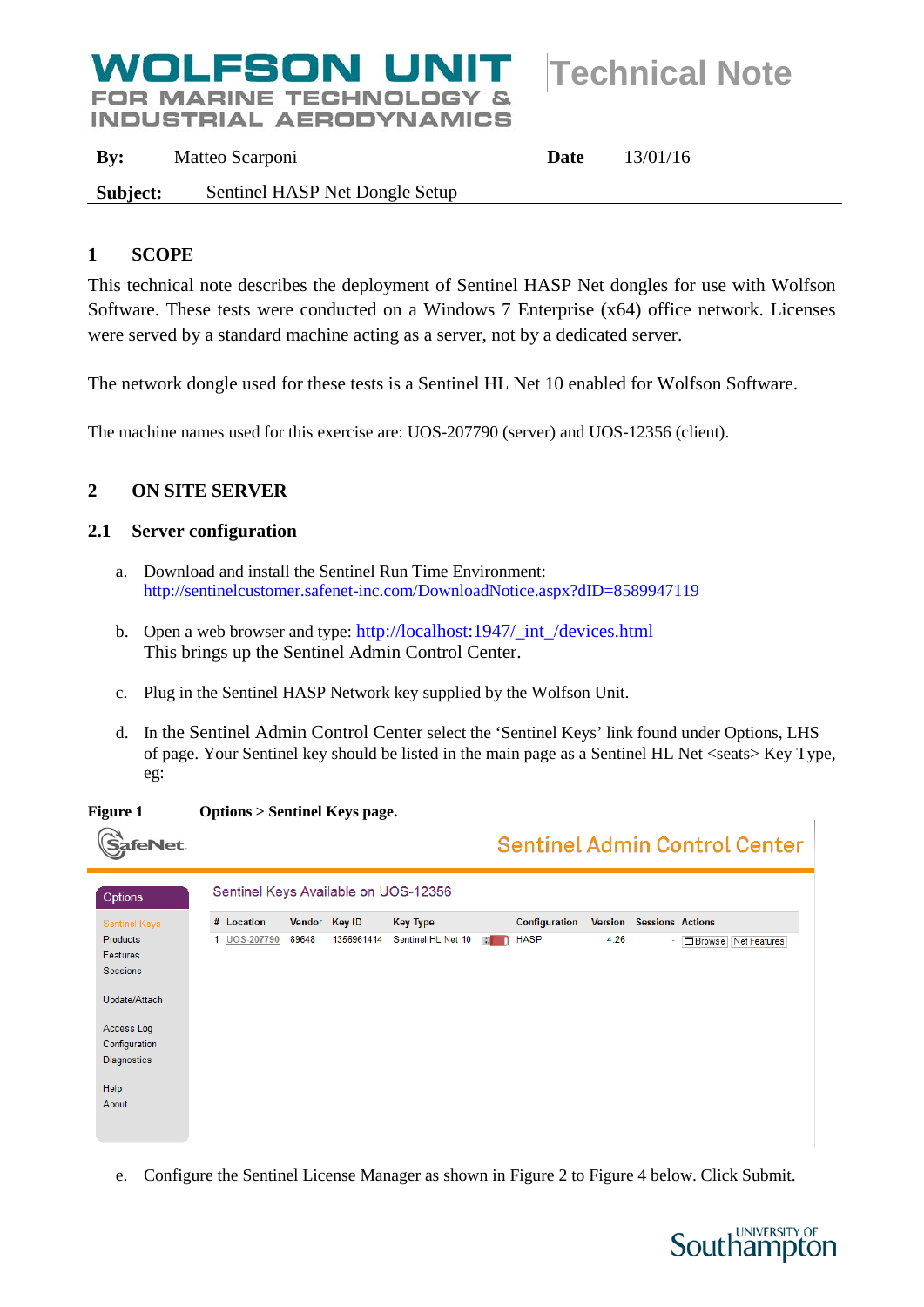**WOLFSON UNIT**
**FOR MARINE TECHNOLOGY & INDUSTRIAL AERODYNAMICS**

# Technical Note

**By:** Matteo Scarponi **Date** 13/01/16

**Subject:** Sentinel HASP Net Dongle Setup

## 1 SCOPE

This technical note describes the deployment of Sentinel HASP Net dongles for use with Wolfson Software. These tests were conducted on a Windows 7 Enterprise (x64) office network. Licenses were served by a standard machine acting as a server, not by a dedicated server.

The network dongle used for these tests is a Sentinel HL Net 10 enabled for Wolfson Software.

The machine names used for this exercise are: UOS-207790 (server) and UOS-12356 (client).

## 2 ON SITE SERVER

### 2.1 Server configuration

a. Download and install the Sentinel Run Time Environment:
http://sentinelcustomer.safenet-inc.com/DownloadNotice.aspx?dID=8589947119

b. Open a web browser and type: http://localhost:1947/_int_/devices.html
This brings up the Sentinel Admin Control Center.

c. Plug in the Sentinel HASP Network key supplied by the Wolfson Unit.

d. In the Sentinel Admin Control Center select the 'Sentinel Keys' link found under Options, LHS of page. Your Sentinel key should be listed in the main page as a Sentinel HL Net <seats> Key Type, eg:

**Figure 1** **Options > Sentinel Keys page.**

SafeNet — Sentinel Admin Control Center

Options: Sentinel Keys, Products, Features, Sessions, Update/Attach, Access Log, Configuration, Diagnostics, Help, About

Sentinel Keys Available on UOS-12356

| # | Location | Vendor | Key ID | Key Type | Configuration | Version | Sessions | Actions |
|---|---|---|---|---|---|---|---|---|
| 1 | UOS-207790 | 89648 | 1356961414 | Sentinel HL Net 10 | HASP | 4.26 | - | Browse, Net Features |

e. Configure the Sentinel License Manager as shown in Figure 2 to Figure 4 below. Click Submit.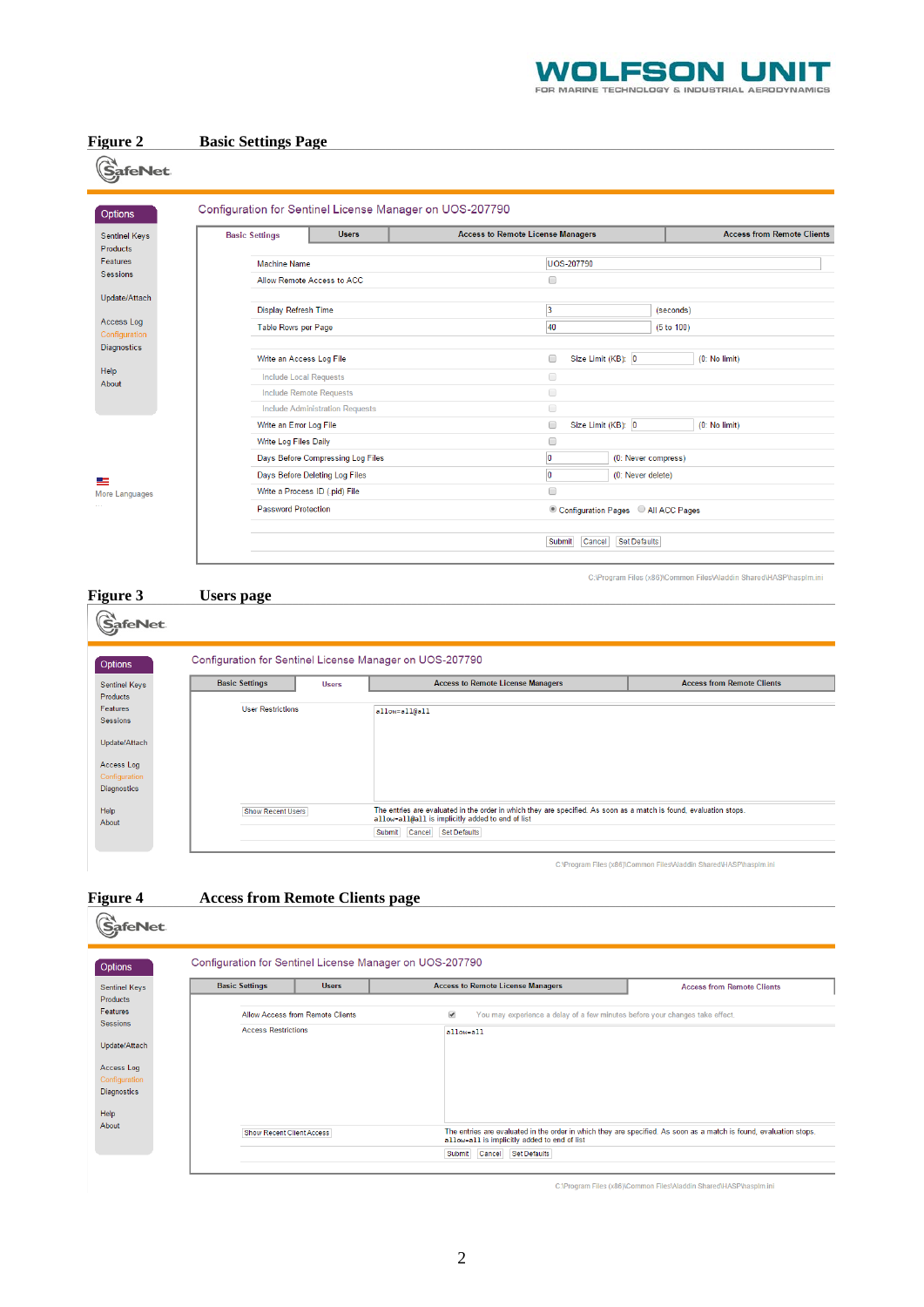**Figure 2 Basic Settings Page**

SafeNet

Options

- Sentinel Keys
- Products
- Features
- Sessions
- Update/Attach
- Access Log
- Configuration
- Diagnostics
- Help
- About

More Languages

Configuration for Sentinel License Manager on UOS-207790

Basic Settings | Users | Access to Remote License Managers | Access from Remote Clients

| | |
|---|---|
| Machine Name | UOS-207790 |
| Allow Remote Access to ACC | ☐ |
| Display Refresh Time | 3 (seconds) |
| Table Rows per Page | 40 (5 to 100) |
| Write an Access Log File | ☐ Size Limit (KB): 0 (0: No limit) |
| Include Local Requests | ☐ |
| Include Remote Requests | ☐ |
| Include Administration Requests | ☐ |
| Write an Error Log File | ☐ Size Limit (KB): 0 (0: No limit) |
| Write Log Files Daily | ☐ |
| Days Before Compressing Log Files | 0 (0: Never compress) |
| Days Before Deleting Log Files | 0 (0: Never delete) |
| Write a Process ID (.pid) File | ☐ |
| Password Protection | ◉ Configuration Pages ○ All ACC Pages |

Submit | Cancel | Set Defaults

C:\Program Files (x86)\Common Files\Aladdin Shared\HASP\hasplm.ini

**Figure 3 Users page**

SafeNet

Options

- Sentinel Keys
- Products
- Features
- Sessions
- Update/Attach
- Access Log
- Configuration
- Diagnostics
- Help
- About

Configuration for Sentinel License Manager on UOS-207790

Basic Settings | Users | Access to Remote License Managers | Access from Remote Clients

User Restrictions: `allow=all@all`

Show Recent Users

The entries are evaluated in the order in which they are specified. As soon as a match is found, evaluation stops. `allow=all@all` is implicitly added to end of list

Submit | Cancel | Set Defaults

C:\Program Files (x86)\Common Files\Aladdin Shared\HASP\hasplm.ini

**Figure 4 Access from Remote Clients page**

SafeNet

Options

- Sentinel Keys
- Products
- Features
- Sessions
- Update/Attach
- Access Log
- Configuration
- Diagnostics
- Help
- About

Configuration for Sentinel License Manager on UOS-207790

Basic Settings | Users | Access to Remote License Managers | Access from Remote Clients

Allow Access from Remote Clients ☑ You may experience a delay of a few minutes before your changes take effect.

Access Restrictions: `allow=all`

Show Recent Client Access

The entries are evaluated in the order in which they are specified. As soon as a match is found, evaluation stops. `allow=all` is implicitly added to end of list

Submit | Cancel | Set Defaults

C:\Program Files (x86)\Common Files\Aladdin Shared\HASP\hasplm.ini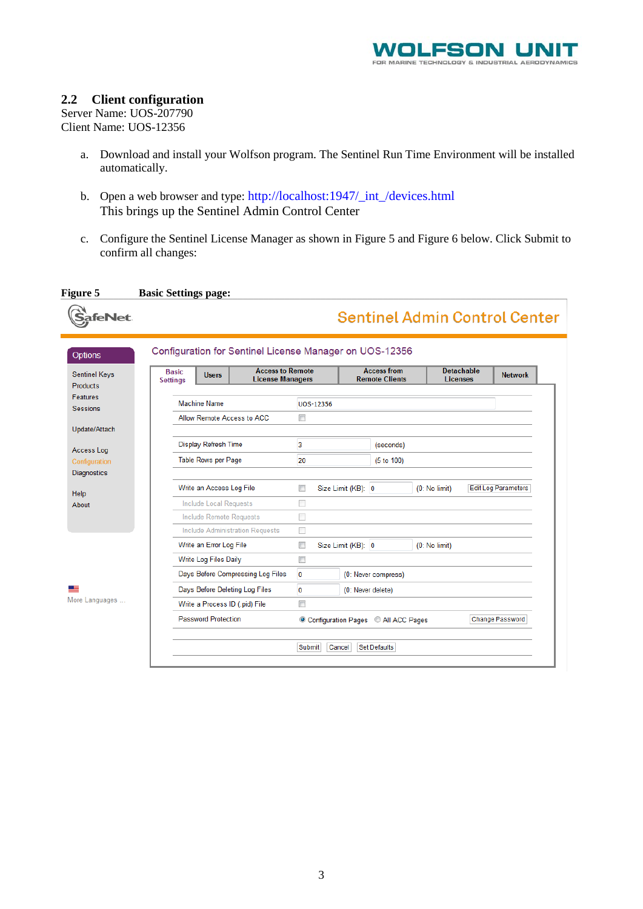## 2.2 Client configuration

Server Name: UOS-207790
Client Name: UOS-12356

a. Download and install your Wolfson program. The Sentinel Run Time Environment will be installed automatically.

b. Open a web browser and type: http://localhost:1947/_int_/devices.html
This brings up the Sentinel Admin Control Center

c. Configure the Sentinel License Manager as shown in Figure 5 and Figure 6 below. Click Submit to confirm all changes:

**Figure 5 Basic Settings page:**

SafeNet — Sentinel Admin Control Center

Options: Sentinel Keys, Products, Features, Sessions, Update/Attach, Access Log, Configuration, Diagnostics, Help, About, More Languages ...

Configuration for Sentinel License Manager on UOS-12356

Tabs: Basic Settings | Users | Access to Remote License Managers | Access from Remote Clients | Detachable Licenses | Network

| Setting | Value | |
|---|---|---|
| Machine Name | UOS-12356 | |
| Allow Remote Access to ACC | ☐ | |
| Display Refresh Time | 3 | (seconds) |
| Table Rows per Page | 20 | (5 to 100) |
| Write an Access Log File | ☐ Size Limit (KB): 0 | (0: No limit) Edit Log Parameters |
| Include Local Requests | ☐ | |
| Include Remote Requests | ☐ | |
| Include Administration Requests | ☐ | |
| Write an Error Log File | ☐ Size Limit (KB): 0 | (0: No limit) |
| Write Log Files Daily | ☐ | |
| Days Before Compressing Log Files | 0 | (0: Never compress) |
| Days Before Deleting Log Files | 0 | (0: Never delete) |
| Write a Process ID (.pid) File | ☐ | |
| Password Protection | ◉ Configuration Pages ○ All ACC Pages | Change Password |

Submit | Cancel | Set Defaults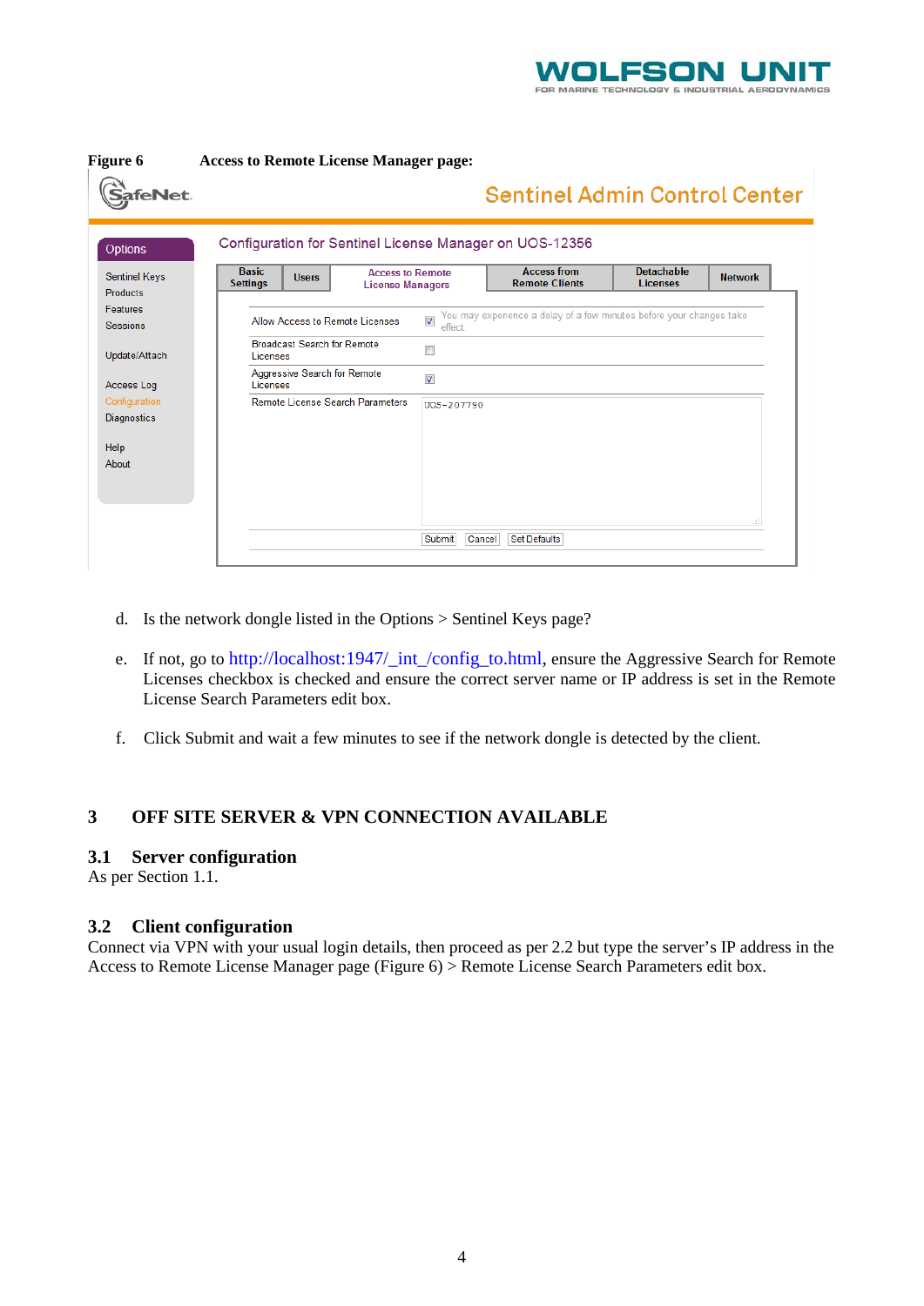**Figure 6 Access to Remote License Manager page:**

d. Is the network dongle listed in the Options > Sentinel Keys page?

e. If not, go to http://localhost:1947/_int_/config_to.html, ensure the Aggressive Search for Remote Licenses checkbox is checked and ensure the correct server name or IP address is set in the Remote License Search Parameters edit box.

f. Click Submit and wait a few minutes to see if the network dongle is detected by the client.

# 3 OFF SITE SERVER & VPN CONNECTION AVAILABLE

## 3.1 Server configuration

As per Section 1.1.

## 3.2 Client configuration

Connect via VPN with your usual login details, then proceed as per 2.2 but type the server's IP address in the Access to Remote License Manager page (Figure 6) > Remote License Search Parameters edit box.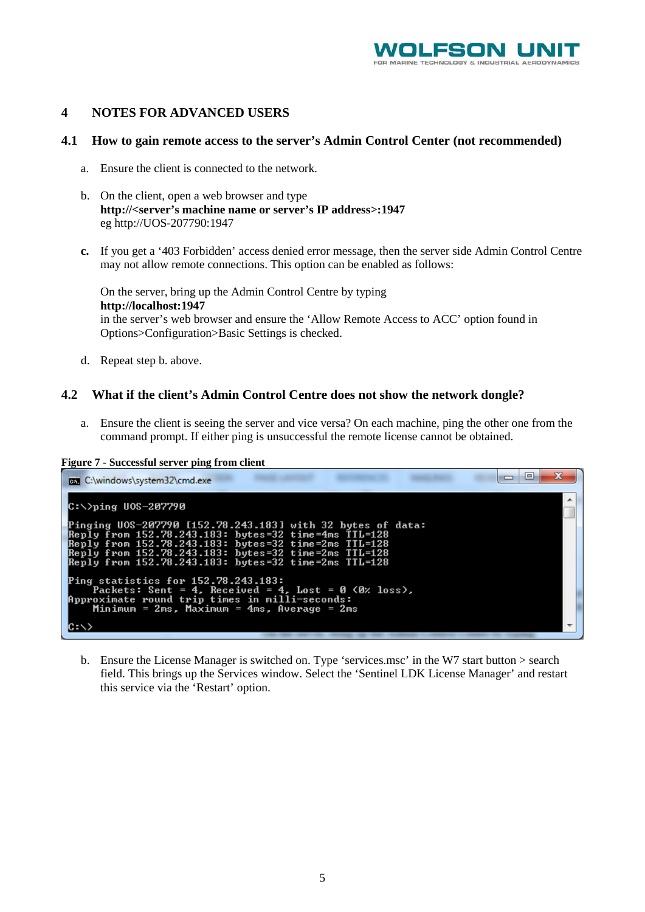# 4 NOTES FOR ADVANCED USERS

## 4.1 How to gain remote access to the server's Admin Control Center (not recommended)

a. Ensure the client is connected to the network.

b. On the client, open a web browser and type
**http://<server's machine name or server's IP address>:1947**
eg http://UOS-207790:1947

**c.** If you get a '403 Forbidden' access denied error message, then the server side Admin Control Centre may not allow remote connections. This option can be enabled as follows:

On the server, bring up the Admin Control Centre by typing
**http://localhost:1947**
in the server's web browser and ensure the 'Allow Remote Access to ACC' option found in Options>Configuration>Basic Settings is checked.

d. Repeat step b. above.

## 4.2 What if the client's Admin Control Centre does not show the network dongle?

a. Ensure the client is seeing the server and vice versa? On each machine, ping the other one from the command prompt. If either ping is unsuccessful the remote license cannot be obtained.

**Figure 7 - Successful server ping from client**

```
C:\windows\system32\cmd.exe

C:\>ping UOS-207790

Pinging UOS-207790 [152.78.243.183] with 32 bytes of data:
Reply from 152.78.243.183: bytes=32 time=4ms TTL=128
Reply from 152.78.243.183: bytes=32 time=2ms TTL=128
Reply from 152.78.243.183: bytes=32 time=2ms TTL=128
Reply from 152.78.243.183: bytes=32 time=2ms TTL=128

Ping statistics for 152.78.243.183:
    Packets: Sent = 4, Received = 4, Lost = 0 (0% loss),
Approximate round trip times in milli-seconds:
    Minimum = 2ms, Maximum = 4ms, Average = 2ms

C:\>
```

b. Ensure the License Manager is switched on. Type 'services.msc' in the W7 start button > search field. This brings up the Services window. Select the 'Sentinel LDK License Manager' and restart this service via the 'Restart' option.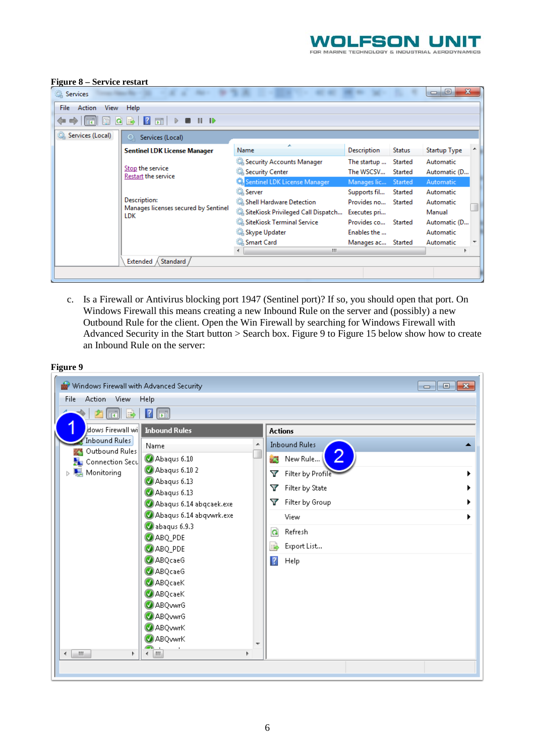**Figure 8 – Service restart**

c. Is a Firewall or Antivirus blocking port 1947 (Sentinel port)? If so, you should open that port. On Windows Firewall this means creating a new Inbound Rule on the server and (possibly) a new Outbound Rule for the client. Open the Win Firewall by searching for Windows Firewall with Advanced Security in the Start button > Search box. Figure 9 to Figure 15 below show how to create an Inbound Rule on the server:

**Figure 9**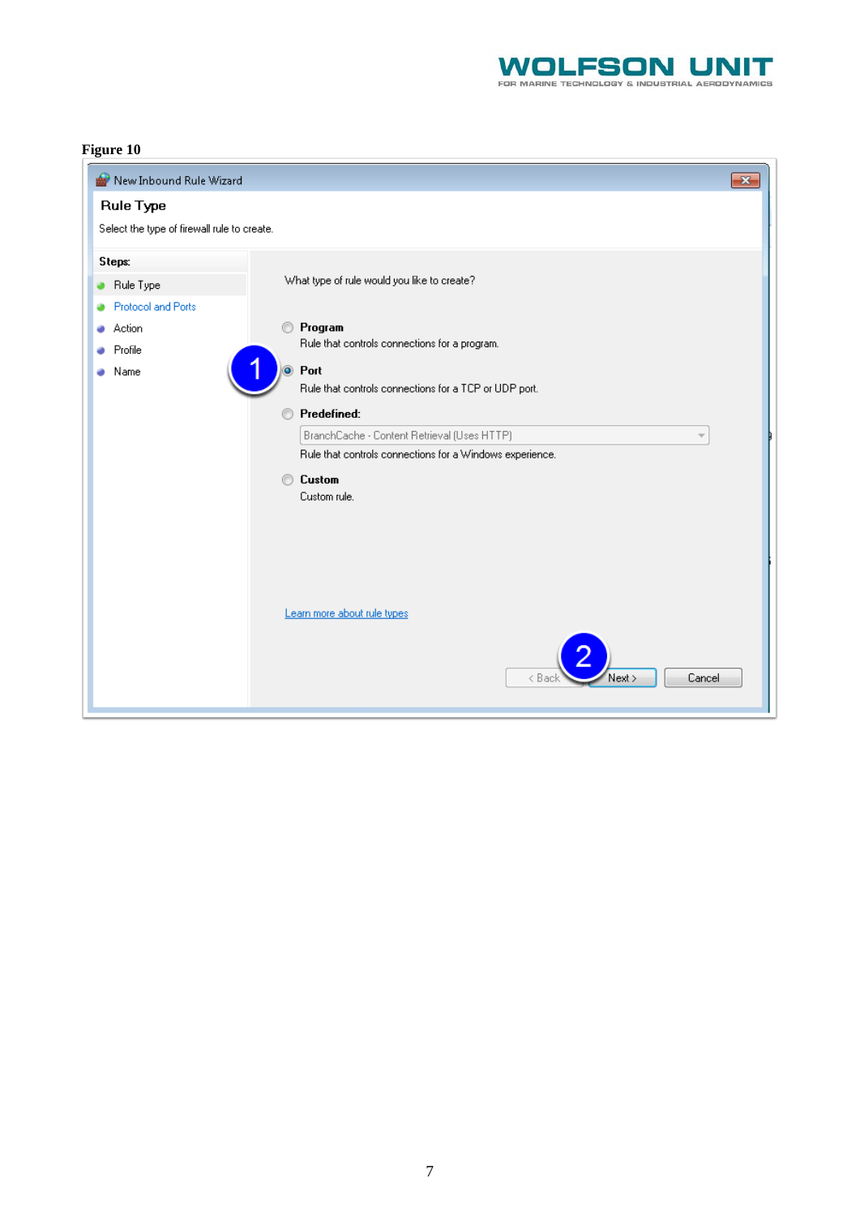**Figure 10**

New Inbound Rule Wizard

**Rule Type**

Select the type of firewall rule to create.

**Steps:**

- Rule Type
- Protocol and Ports
- Action
- Profile
- Name

What type of rule would you like to create?

- **Program**
  Rule that controls connections for a program.
- **Port**
  Rule that controls connections for a TCP or UDP port.
- **Predefined:**
  BranchCache - Content Retrieval (Uses HTTP)
  Rule that controls connections for a Windows experience.
- **Custom**
  Custom rule.

Learn more about rule types

< Back | Next > | Cancel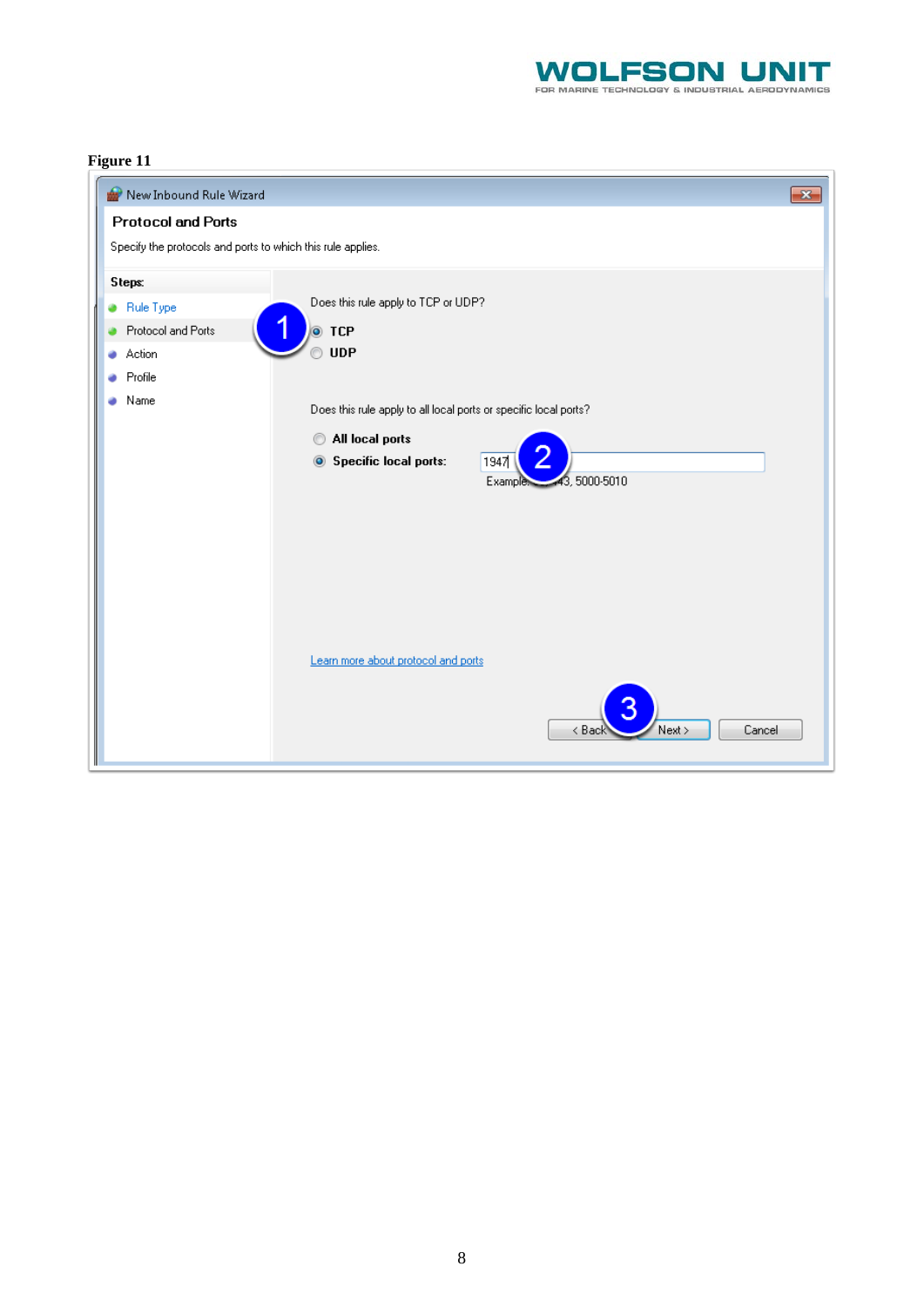Figure 11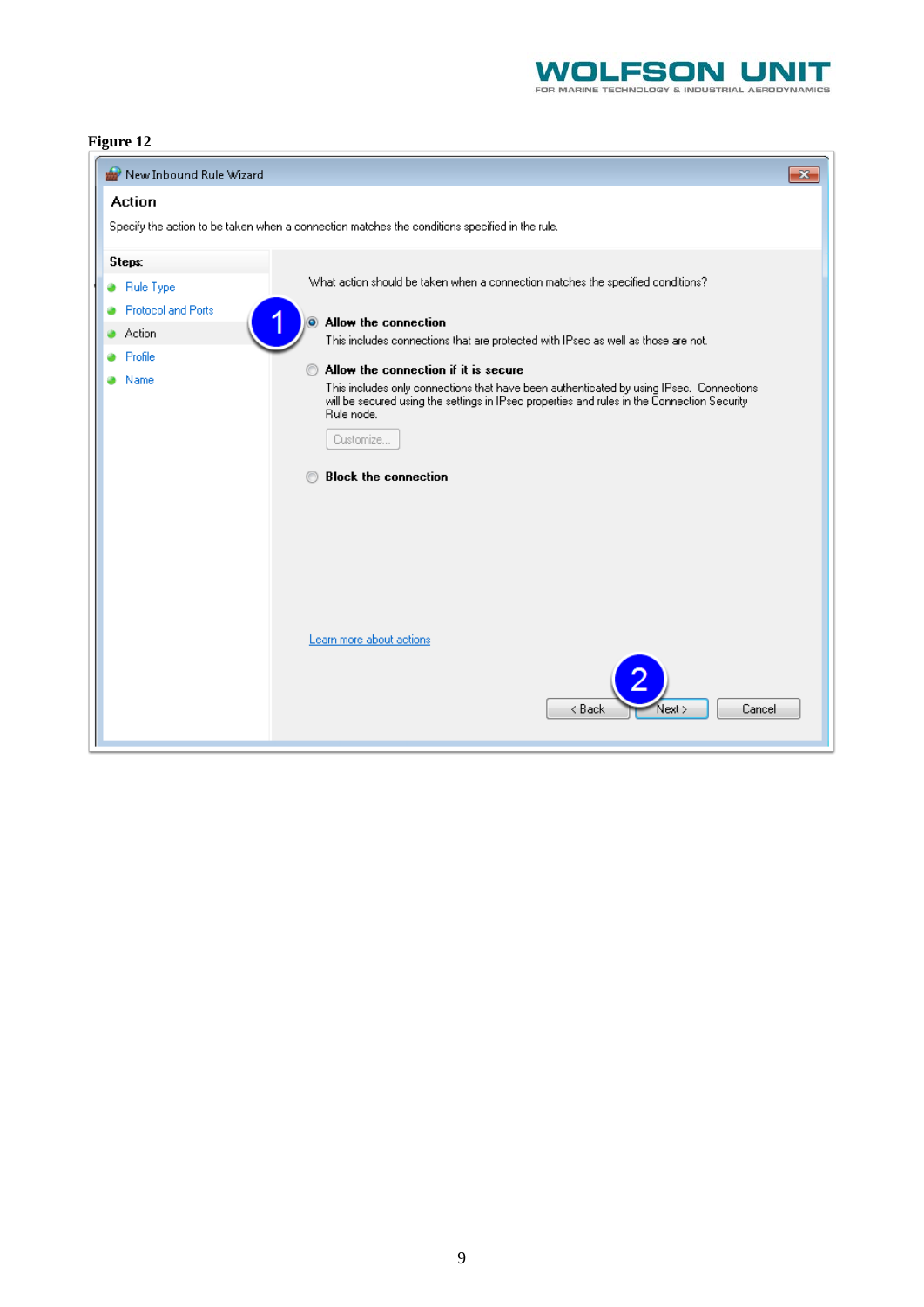**Figure 12**

New Inbound Rule Wizard

**Action**

Specify the action to be taken when a connection matches the conditions specified in the rule.

**Steps:**

- Rule Type
- Protocol and Ports
- Action
- Profile
- Name

What action should be taken when a connection matches the specified conditions?

1 ◉ **Allow the connection**

This includes connections that are protected with IPsec as well as those are not.

○ **Allow the connection if it is secure**

This includes only connections that have been authenticated by using IPsec. Connections will be secured using the settings in IPsec properties and rules in the Connection Security Rule node.

Customize...

○ **Block the connection**

Learn more about actions

< Back | 2 Next > | Cancel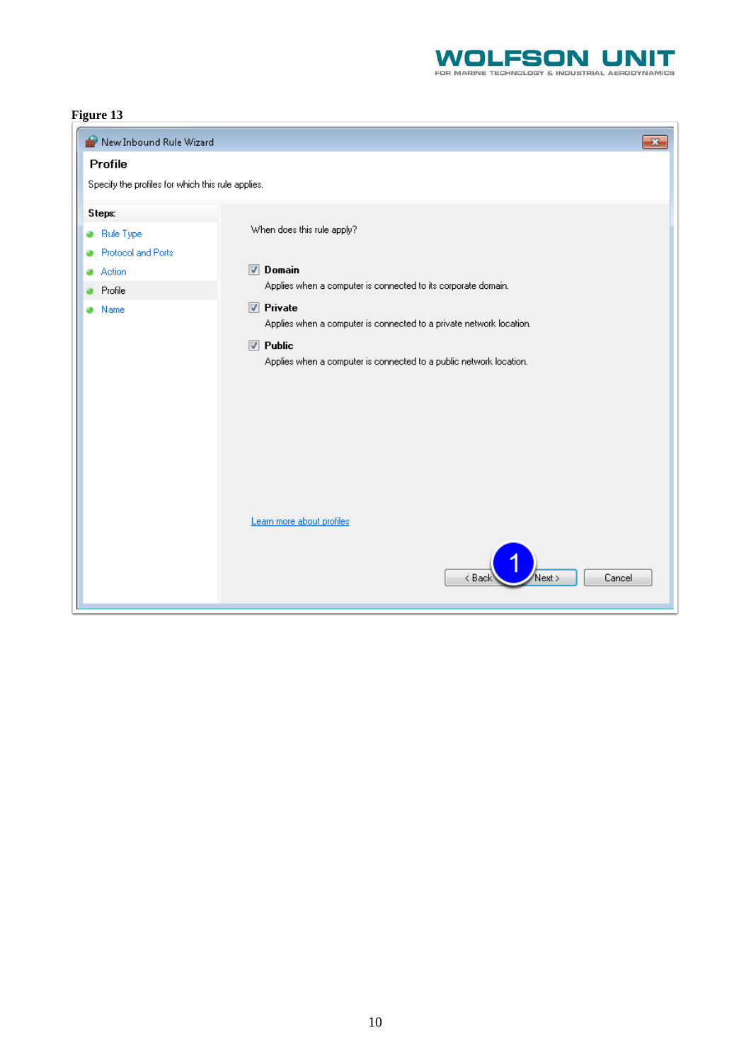**Figure 13**

New Inbound Rule Wizard

**Profile**

Specify the profiles for which this rule applies.

**Steps:**

- Rule Type
- Protocol and Ports
- Action
- Profile
- Name

When does this rule apply?

- [x] **Domain**
  Applies when a computer is connected to its corporate domain.
- [x] **Private**
  Applies when a computer is connected to a private network location.
- [x] **Public**
  Applies when a computer is connected to a public network location.

Learn more about profiles

< Back | 1 | Next > | Cancel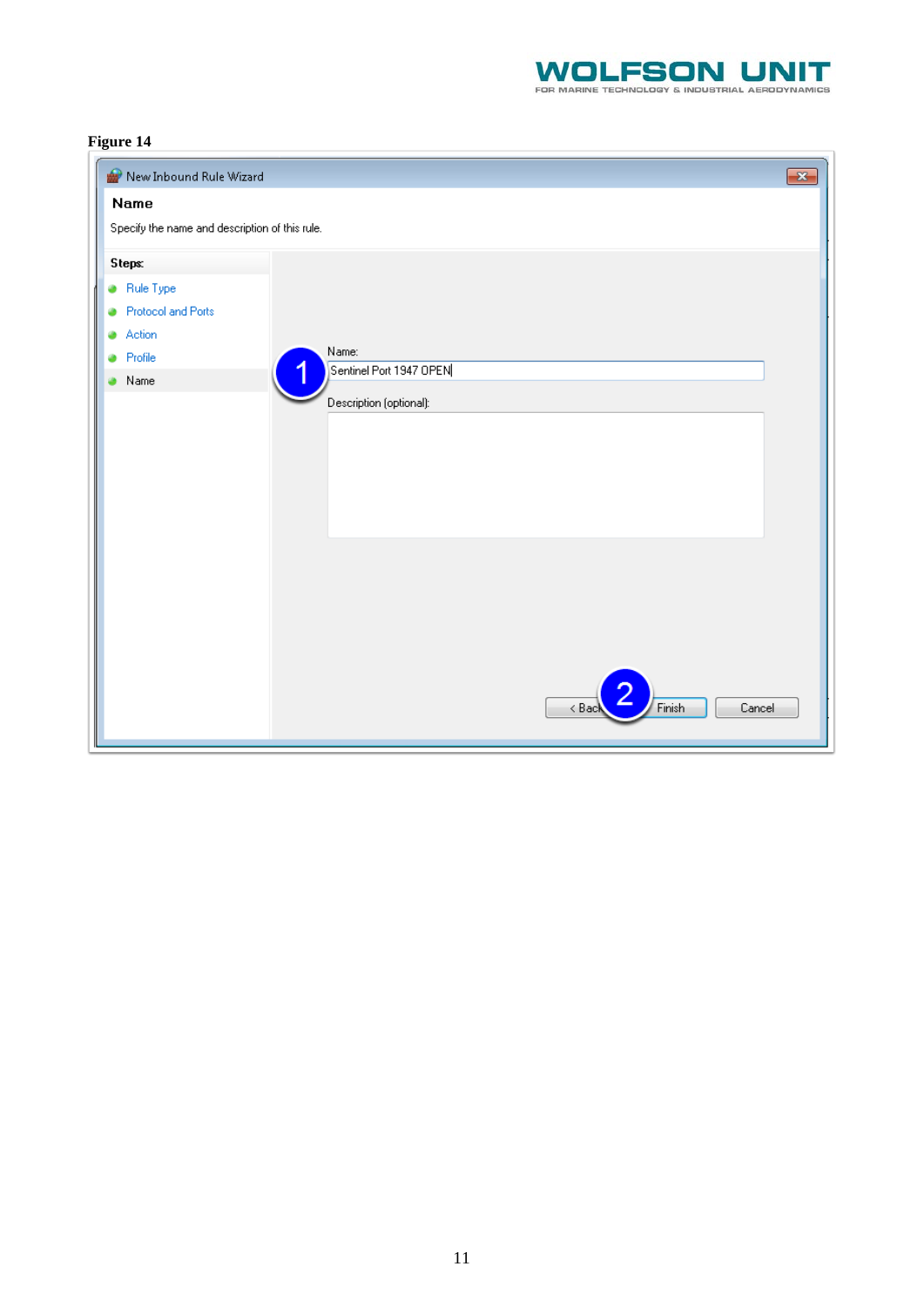**Figure 14**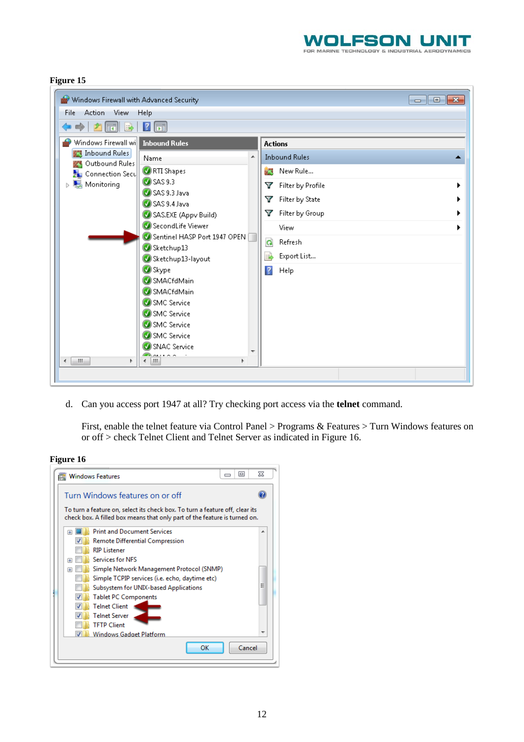**Figure 15**

d. Can you access port 1947 at all? Try checking port access via the **telnet** command.

First, enable the telnet feature via Control Panel > Programs & Features > Turn Windows features on or off > check Telnet Client and Telnet Server as indicated in Figure 16.

**Figure 16**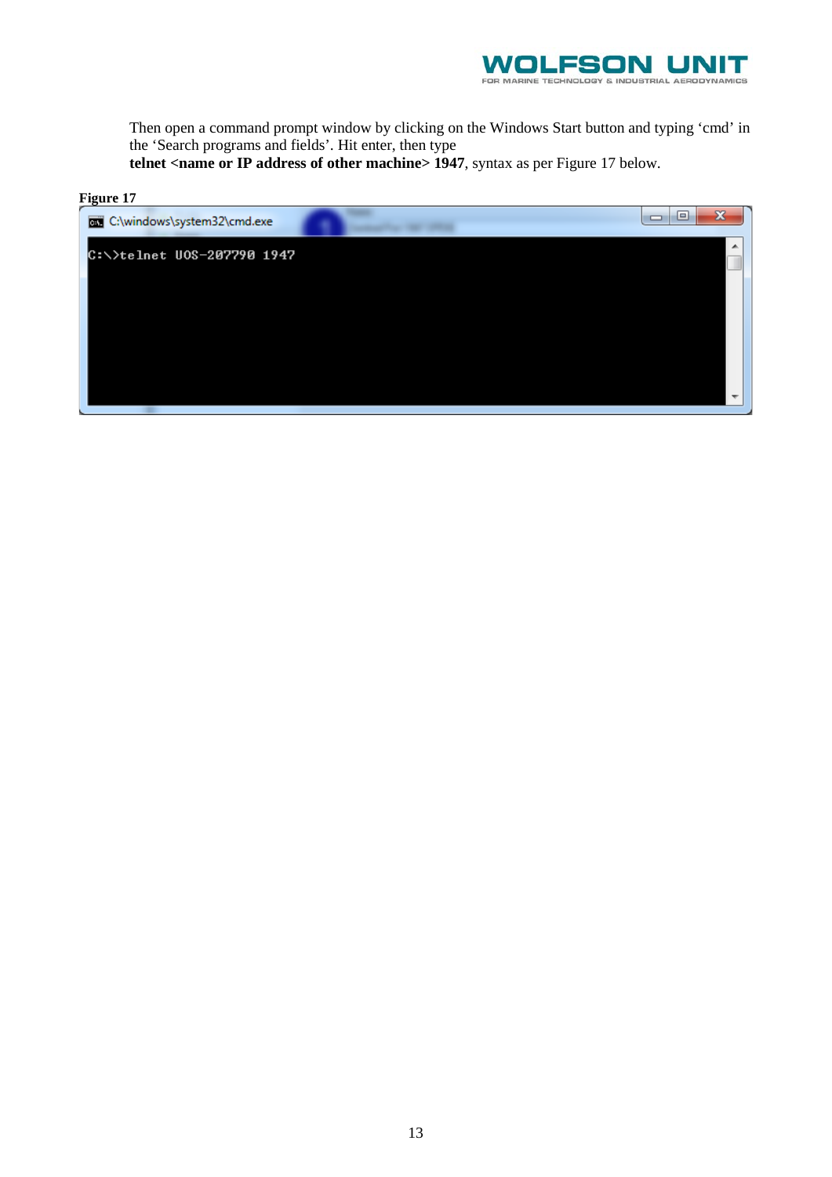Then open a command prompt window by clicking on the Windows Start button and typing ‘cmd’ in the ‘Search programs and fields’. Hit enter, then type
**telnet <name or IP address of other machine> 1947**, syntax as per Figure 17 below.

**Figure 17**

```
C:\windows\system32\cmd.exe

C:\>telnet UOS-207790 1947
```